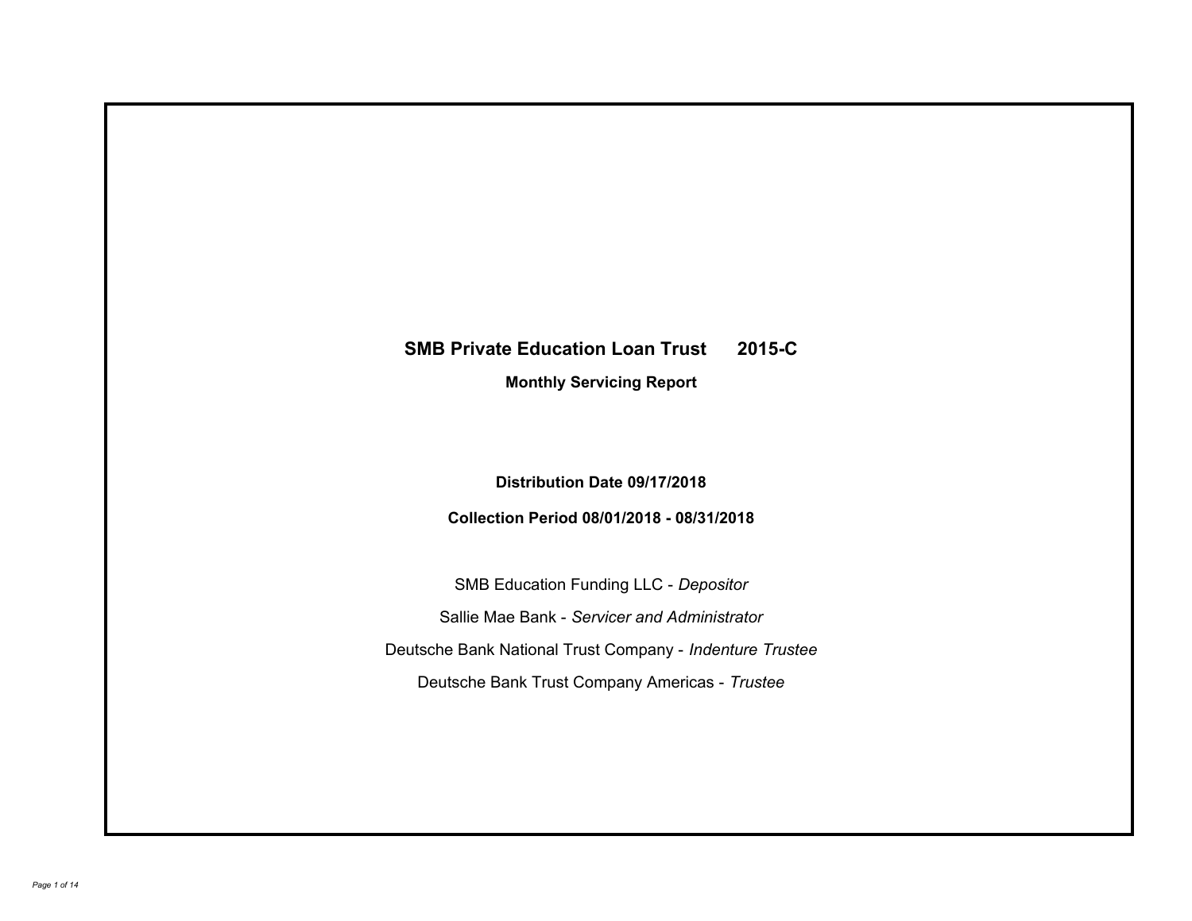# SMB Private Education Loan Trust 2015-C

**Monthly Servicing Report**

**Distribution Date 09/17/2018**

**Collection Period 08/01/2018 - 08/31/2018**

SMB Education Funding LLC - *Depositor*

Sallie Mae Bank - *Servicer and Administrator*

Deutsche Bank National Trust Company - *Indenture Trustee*

Deutsche Bank Trust Company Americas - *Trustee*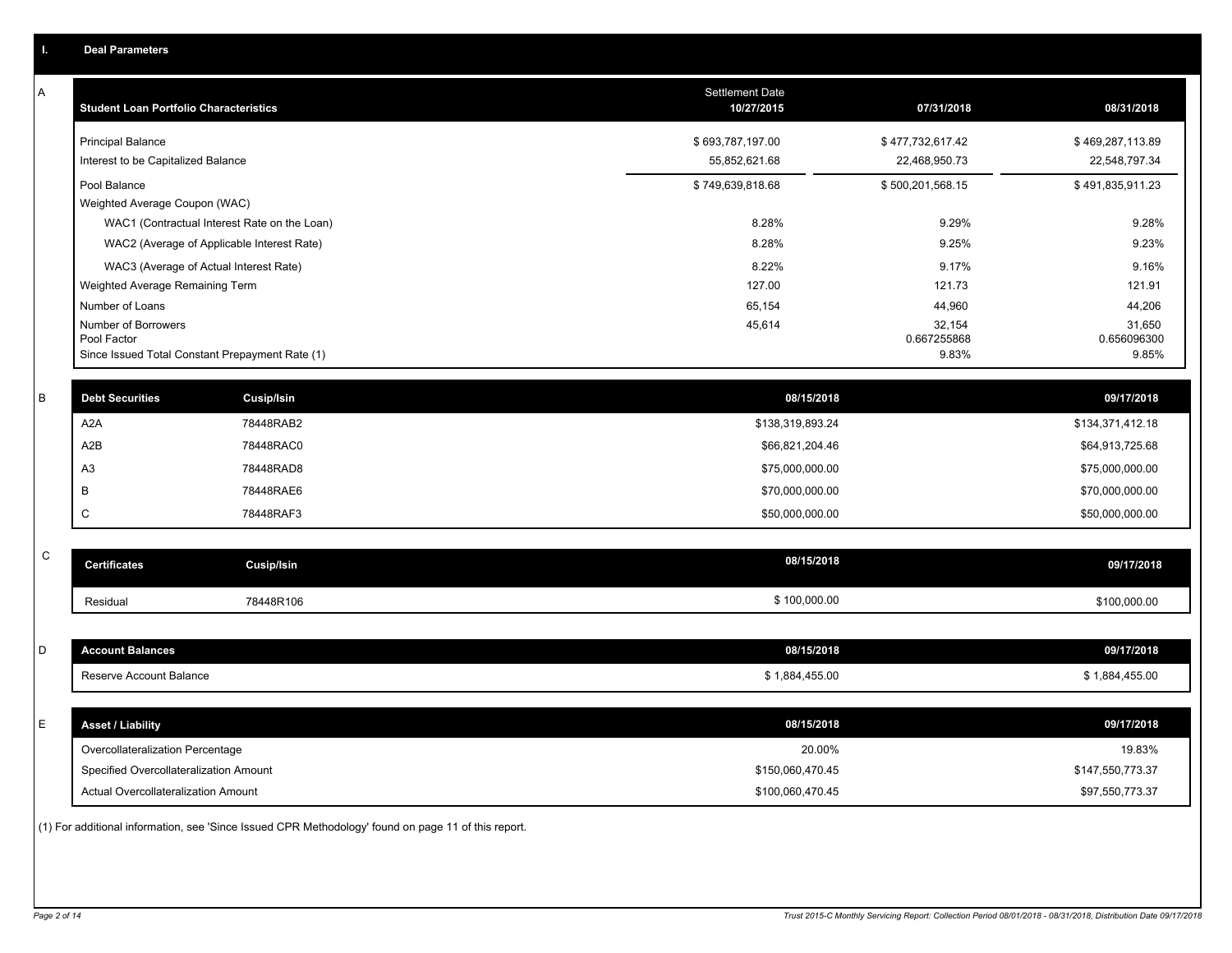## I. Deal Parameters

### A

| Student Loan Portfolio Characteristics | Settlement Date 10/27/2015 | 07/31/2018 | 08/31/2018 |
|---|---|---|---|
| Principal Balance | $ 693,787,197.00 | $ 477,732,617.42 | $ 469,287,113.89 |
| Interest to be Capitalized Balance | 55,852,621.68 | 22,468,950.73 | 22,548,797.34 |
| Pool Balance | $ 749,639,818.68 | $ 500,201,568.15 | $ 491,835,911.23 |
| Weighted Average Coupon (WAC) | | | |
| WAC1 (Contractual Interest Rate on the Loan) | 8.28% | 9.29% | 9.28% |
| WAC2 (Average of Applicable Interest Rate) | 8.28% | 9.25% | 9.23% |
| WAC3 (Average of Actual Interest Rate) | 8.22% | 9.17% | 9.16% |
| Weighted Average Remaining Term | 127.00 | 121.73 | 121.91 |
| Number of Loans | 65,154 | 44,960 | 44,206 |
| Number of Borrowers | 45,614 | 32,154 | 31,650 |
| Pool Factor | | 0.667255868 | 0.656096300 |
| Since Issued Total Constant Prepayment Rate (1) | | 9.83% | 9.85% |

### B

| Debt Securities | Cusip/Isin | 08/15/2018 | 09/17/2018 |
|---|---|---|---|
| A2A | 78448RAB2 | $138,319,893.24 | $134,371,412.18 |
| A2B | 78448RAC0 | $66,821,204.46 | $64,913,725.68 |
| A3 | 78448RAD8 | $75,000,000.00 | $75,000,000.00 |
| B | 78448RAE6 | $70,000,000.00 | $70,000,000.00 |
| C | 78448RAF3 | $50,000,000.00 | $50,000,000.00 |

### C

| Certificates | Cusip/Isin | 08/15/2018 | 09/17/2018 |
|---|---|---|---|
| Residual | 78448R106 | $ 100,000.00 | $100,000.00 |

### D

| Account Balances | 08/15/2018 | 09/17/2018 |
|---|---|---|
| Reserve Account Balance | $ 1,884,455.00 | $ 1,884,455.00 |

### E

| Asset / Liability | 08/15/2018 | 09/17/2018 |
|---|---|---|
| Overcollateralization Percentage | 20.00% | 19.83% |
| Specified Overcollateralization Amount | $150,060,470.45 | $147,550,773.37 |
| Actual Overcollateralization Amount | $100,060,470.45 | $97,550,773.37 |

(1) For additional information, see 'Since Issued CPR Methodology' found on page 11 of this report.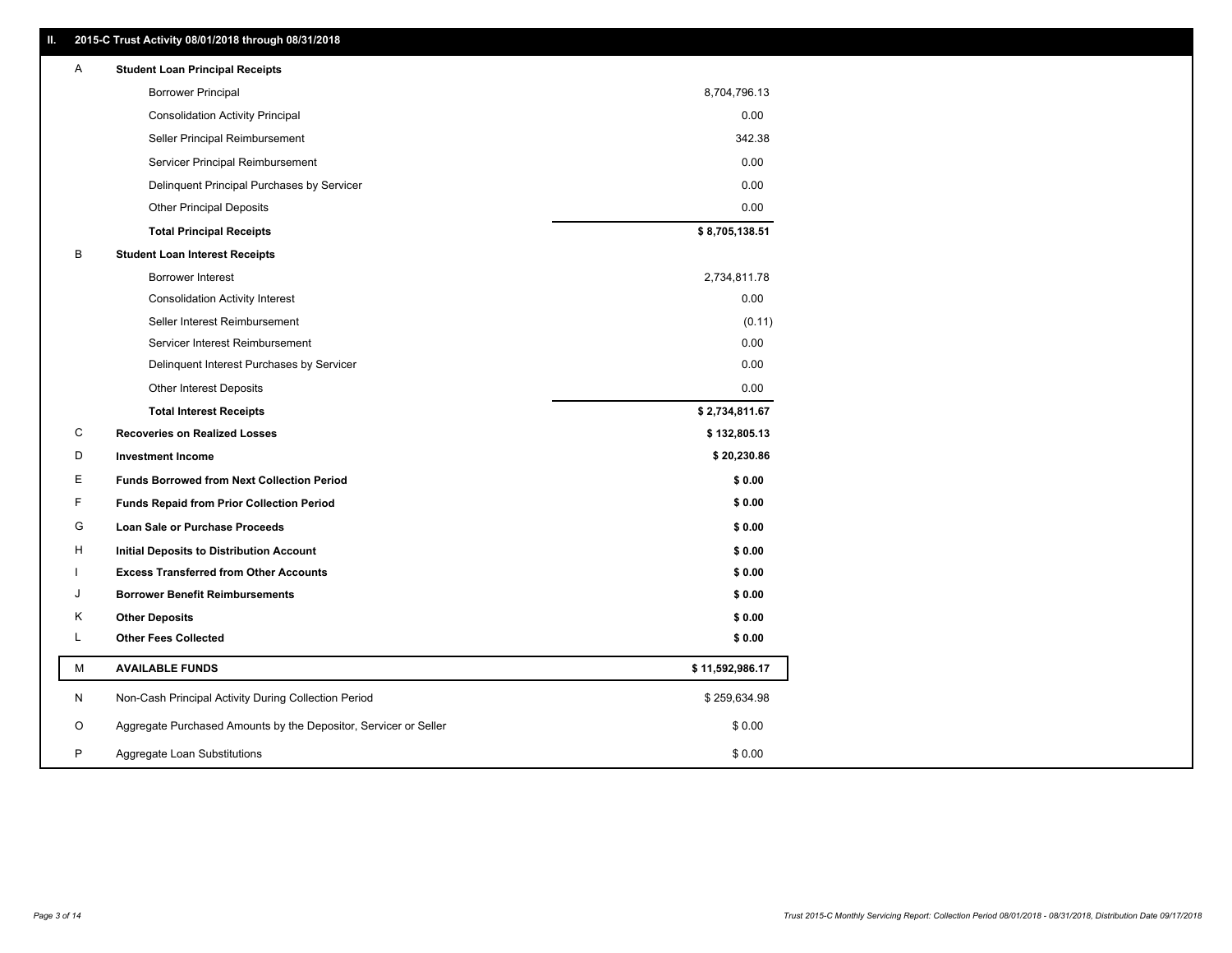## II. 2015-C Trust Activity 08/01/2018 through 08/31/2018

| | | |
|---|---|---|
| A | **Student Loan Principal Receipts** | |
| | Borrower Principal | 8,704,796.13 |
| | Consolidation Activity Principal | 0.00 |
| | Seller Principal Reimbursement | 342.38 |
| | Servicer Principal Reimbursement | 0.00 |
| | Delinquent Principal Purchases by Servicer | 0.00 |
| | Other Principal Deposits | 0.00 |
| | **Total Principal Receipts** | **$ 8,705,138.51** |
| B | **Student Loan Interest Receipts** | |
| | Borrower Interest | 2,734,811.78 |
| | Consolidation Activity Interest | 0.00 |
| | Seller Interest Reimbursement | (0.11) |
| | Servicer Interest Reimbursement | 0.00 |
| | Delinquent Interest Purchases by Servicer | 0.00 |
| | Other Interest Deposits | 0.00 |
| | **Total Interest Receipts** | **$ 2,734,811.67** |
| C | **Recoveries on Realized Losses** | **$ 132,805.13** |
| D | **Investment Income** | **$ 20,230.86** |
| E | **Funds Borrowed from Next Collection Period** | **$ 0.00** |
| F | **Funds Repaid from Prior Collection Period** | **$ 0.00** |
| G | **Loan Sale or Purchase Proceeds** | **$ 0.00** |
| H | **Initial Deposits to Distribution Account** | **$ 0.00** |
| I | **Excess Transferred from Other Accounts** | **$ 0.00** |
| J | **Borrower Benefit Reimbursements** | **$ 0.00** |
| K | **Other Deposits** | **$ 0.00** |
| L | **Other Fees Collected** | **$ 0.00** |
| M | **AVAILABLE FUNDS** | **$ 11,592,986.17** |
| N | Non-Cash Principal Activity During Collection Period | $ 259,634.98 |
| O | Aggregate Purchased Amounts by the Depositor, Servicer or Seller | $ 0.00 |
| P | Aggregate Loan Substitutions | $ 0.00 |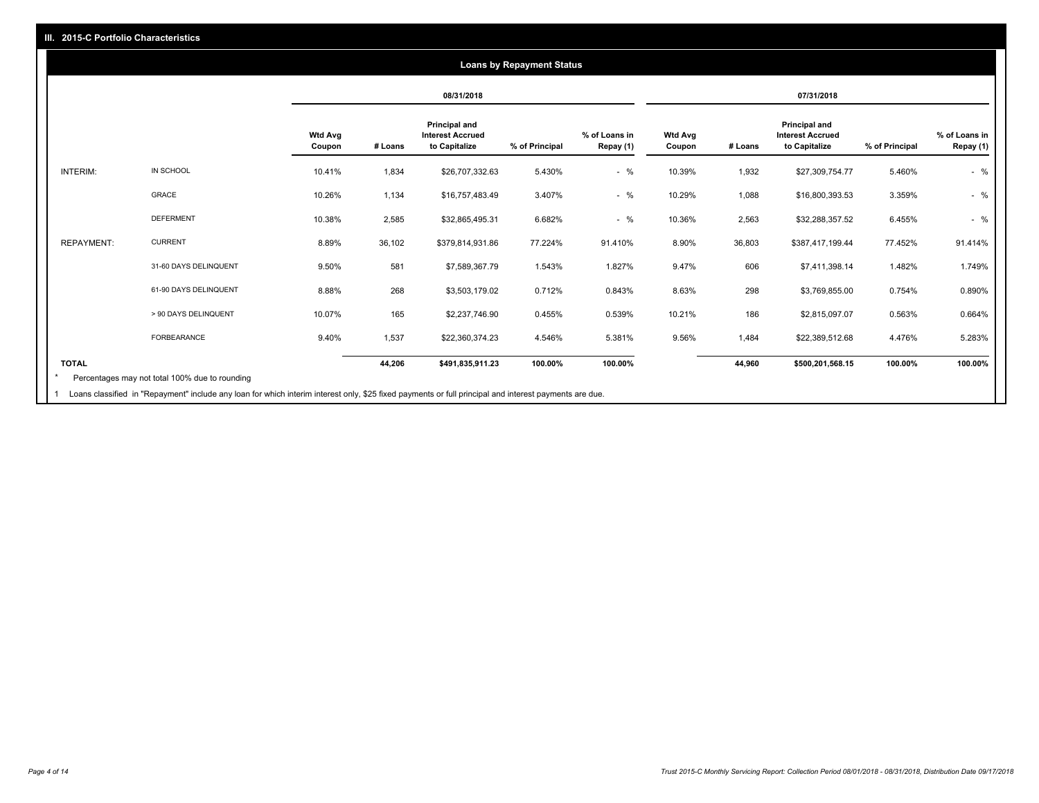## III. 2015-C Portfolio Characteristics

### Loans by Repayment Status

| | | 08/31/2018 | | | | | 07/31/2018 | | | | |
|---|---|---|---|---|---|---|---|---|---|---|---|
| | | Wtd Avg Coupon | # Loans | Principal and Interest Accrued to Capitalize | % of Principal | % of Loans in Repay (1) | Wtd Avg Coupon | # Loans | Principal and Interest Accrued to Capitalize | % of Principal | % of Loans in Repay (1) |
| INTERIM: | IN SCHOOL | 10.41% | 1,834 | $26,707,332.63 | 5.430% | - % | 10.39% | 1,932 | $27,309,754.77 | 5.460% | - % |
| | GRACE | 10.26% | 1,134 | $16,757,483.49 | 3.407% | - % | 10.29% | 1,088 | $16,800,393.53 | 3.359% | - % |
| | DEFERMENT | 10.38% | 2,585 | $32,865,495.31 | 6.682% | - % | 10.36% | 2,563 | $32,288,357.52 | 6.455% | - % |
| REPAYMENT: | CURRENT | 8.89% | 36,102 | $379,814,931.86 | 77.224% | 91.410% | 8.90% | 36,803 | $387,417,199.44 | 77.452% | 91.414% |
| | 31-60 DAYS DELINQUENT | 9.50% | 581 | $7,589,367.79 | 1.543% | 1.827% | 9.47% | 606 | $7,411,398.14 | 1.482% | 1.749% |
| | 61-90 DAYS DELINQUENT | 8.88% | 268 | $3,503,179.02 | 0.712% | 0.843% | 8.63% | 298 | $3,769,855.00 | 0.754% | 0.890% |
| | > 90 DAYS DELINQUENT | 10.07% | 165 | $2,237,746.90 | 0.455% | 0.539% | 10.21% | 186 | $2,815,097.07 | 0.563% | 0.664% |
| | FORBEARANCE | 9.40% | 1,537 | $22,360,374.23 | 4.546% | 5.381% | 9.56% | 1,484 | $22,389,512.68 | 4.476% | 5.283% |
| **TOTAL** | | | **44,206** | **$491,835,911.23** | **100.00%** | **100.00%** | | **44,960** | **$500,201,568.15** | **100.00%** | **100.00%** |

\* Percentages may not total 100% due to rounding

1 Loans classified in "Repayment" include any loan for which interim interest only, $25 fixed payments or full principal and interest payments are due.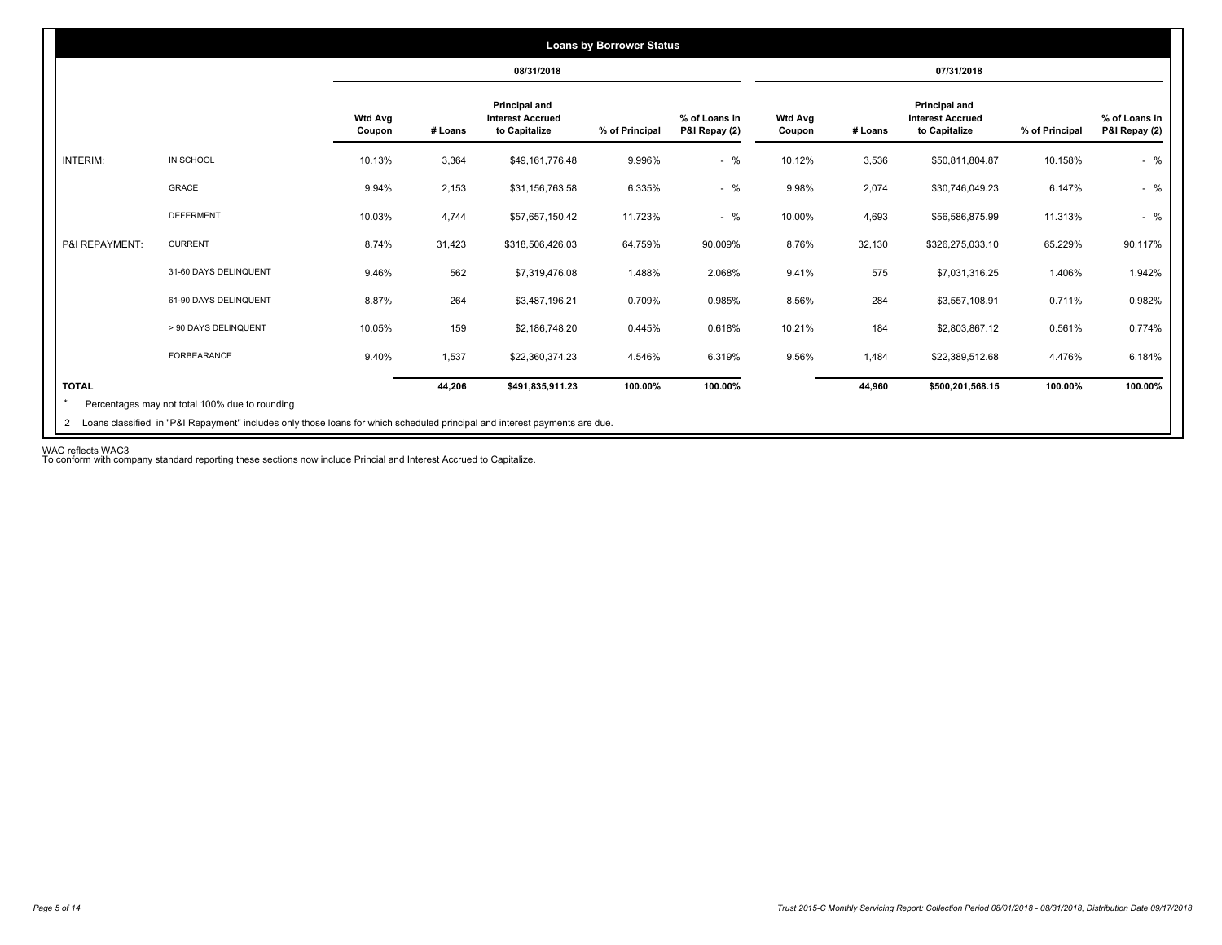## Loans by Borrower Status

| | | 08/31/2018 | | | | | 07/31/2018 | | | | |
|---|---|---|---|---|---|---|---|---|---|---|---|
| | | Wtd Avg Coupon | # Loans | Principal and Interest Accrued to Capitalize | % of Principal | % of Loans in P&I Repay (2) | Wtd Avg Coupon | # Loans | Principal and Interest Accrued to Capitalize | % of Principal | % of Loans in P&I Repay (2) |
| INTERIM: | IN SCHOOL | 10.13% | 3,364 | $49,161,776.48 | 9.996% | - % | 10.12% | 3,536 | $50,811,804.87 | 10.158% | - % |
| | GRACE | 9.94% | 2,153 | $31,156,763.58 | 6.335% | - % | 9.98% | 2,074 | $30,746,049.23 | 6.147% | - % |
| | DEFERMENT | 10.03% | 4,744 | $57,657,150.42 | 11.723% | - % | 10.00% | 4,693 | $56,586,875.99 | 11.313% | - % |
| P&I REPAYMENT: | CURRENT | 8.74% | 31,423 | $318,506,426.03 | 64.759% | 90.009% | 8.76% | 32,130 | $326,275,033.10 | 65.229% | 90.117% |
| | 31-60 DAYS DELINQUENT | 9.46% | 562 | $7,319,476.08 | 1.488% | 2.068% | 9.41% | 575 | $7,031,316.25 | 1.406% | 1.942% |
| | 61-90 DAYS DELINQUENT | 8.87% | 264 | $3,487,196.21 | 0.709% | 0.985% | 8.56% | 284 | $3,557,108.91 | 0.711% | 0.982% |
| | > 90 DAYS DELINQUENT | 10.05% | 159 | $2,186,748.20 | 0.445% | 0.618% | 10.21% | 184 | $2,803,867.12 | 0.561% | 0.774% |
| | FORBEARANCE | 9.40% | 1,537 | $22,360,374.23 | 4.546% | 6.319% | 9.56% | 1,484 | $22,389,512.68 | 4.476% | 6.184% |
| **TOTAL** | | | **44,206** | **$491,835,911.23** | **100.00%** | **100.00%** | | **44,960** | **$500,201,568.15** | **100.00%** | **100.00%** |

* Percentages may not total 100% due to rounding

2 Loans classified in "P&I Repayment" includes only those loans for which scheduled principal and interest payments are due.

WAC reflects WAC3
To conform with company standard reporting these sections now include Princial and Interest Accrued to Capitalize.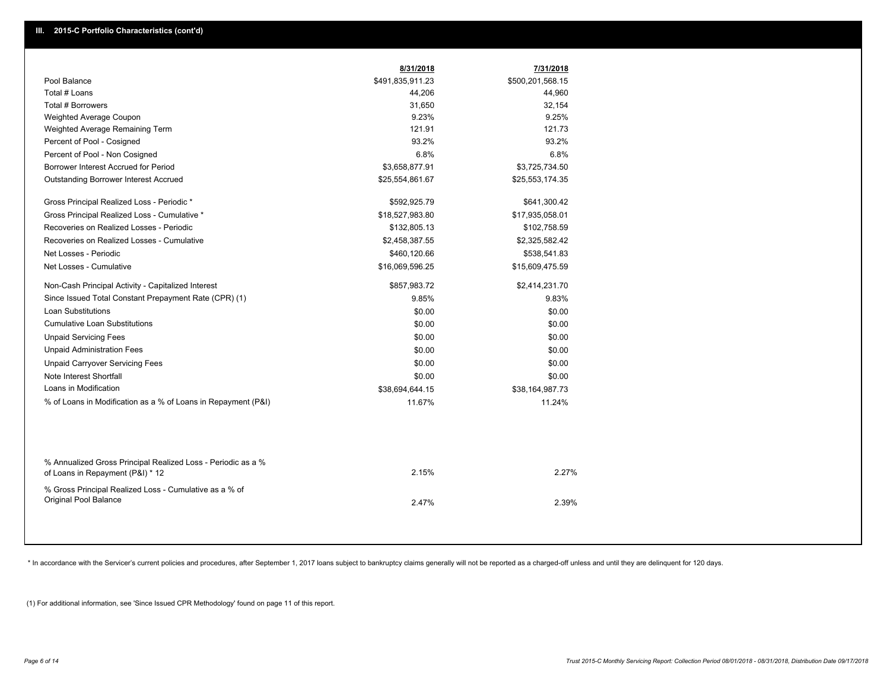## III. 2015-C Portfolio Characteristics (cont'd)

| | 8/31/2018 | 7/31/2018 |
|---|---|---|
| Pool Balance | $491,835,911.23 | $500,201,568.15 |
| Total # Loans | 44,206 | 44,960 |
| Total # Borrowers | 31,650 | 32,154 |
| Weighted Average Coupon | 9.23% | 9.25% |
| Weighted Average Remaining Term | 121.91 | 121.73 |
| Percent of Pool - Cosigned | 93.2% | 93.2% |
| Percent of Pool - Non Cosigned | 6.8% | 6.8% |
| Borrower Interest Accrued for Period | $3,658,877.91 | $3,725,734.50 |
| Outstanding Borrower Interest Accrued | $25,554,861.67 | $25,553,174.35 |
| Gross Principal Realized Loss - Periodic * | $592,925.79 | $641,300.42 |
| Gross Principal Realized Loss - Cumulative * | $18,527,983.80 | $17,935,058.01 |
| Recoveries on Realized Losses - Periodic | $132,805.13 | $102,758.59 |
| Recoveries on Realized Losses - Cumulative | $2,458,387.55 | $2,325,582.42 |
| Net Losses - Periodic | $460,120.66 | $538,541.83 |
| Net Losses - Cumulative | $16,069,596.25 | $15,609,475.59 |
| Non-Cash Principal Activity - Capitalized Interest | $857,983.72 | $2,414,231.70 |
| Since Issued Total Constant Prepayment Rate (CPR) (1) | 9.85% | 9.83% |
| Loan Substitutions | $0.00 | $0.00 |
| Cumulative Loan Substitutions | $0.00 | $0.00 |
| Unpaid Servicing Fees | $0.00 | $0.00 |
| Unpaid Administration Fees | $0.00 | $0.00 |
| Unpaid Carryover Servicing Fees | $0.00 | $0.00 |
| Note Interest Shortfall | $0.00 | $0.00 |
| Loans in Modification | $38,694,644.15 | $38,164,987.73 |
| % of Loans in Modification as a % of Loans in Repayment (P&I) | 11.67% | 11.24% |
| % Annualized Gross Principal Realized Loss - Periodic as a % of Loans in Repayment (P&I) * 12 | 2.15% | 2.27% |
| % Gross Principal Realized Loss - Cumulative as a % of Original Pool Balance | 2.47% | 2.39% |

* In accordance with the Servicer's current policies and procedures, after September 1, 2017 loans subject to bankruptcy claims generally will not be reported as a charged-off unless and until they are delinquent for 120 days.

(1) For additional information, see 'Since Issued CPR Methodology' found on page 11 of this report.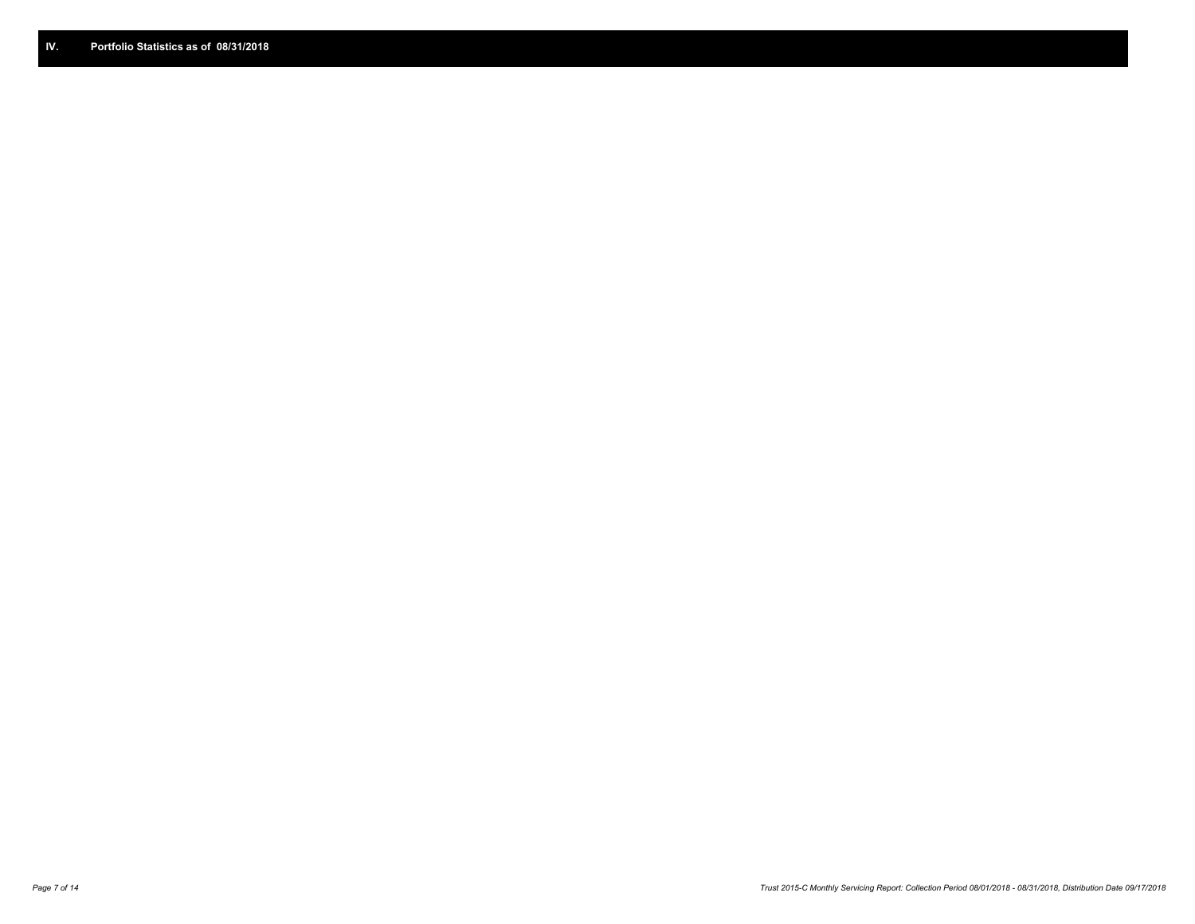## IV. Portfolio Statistics as of 08/31/2018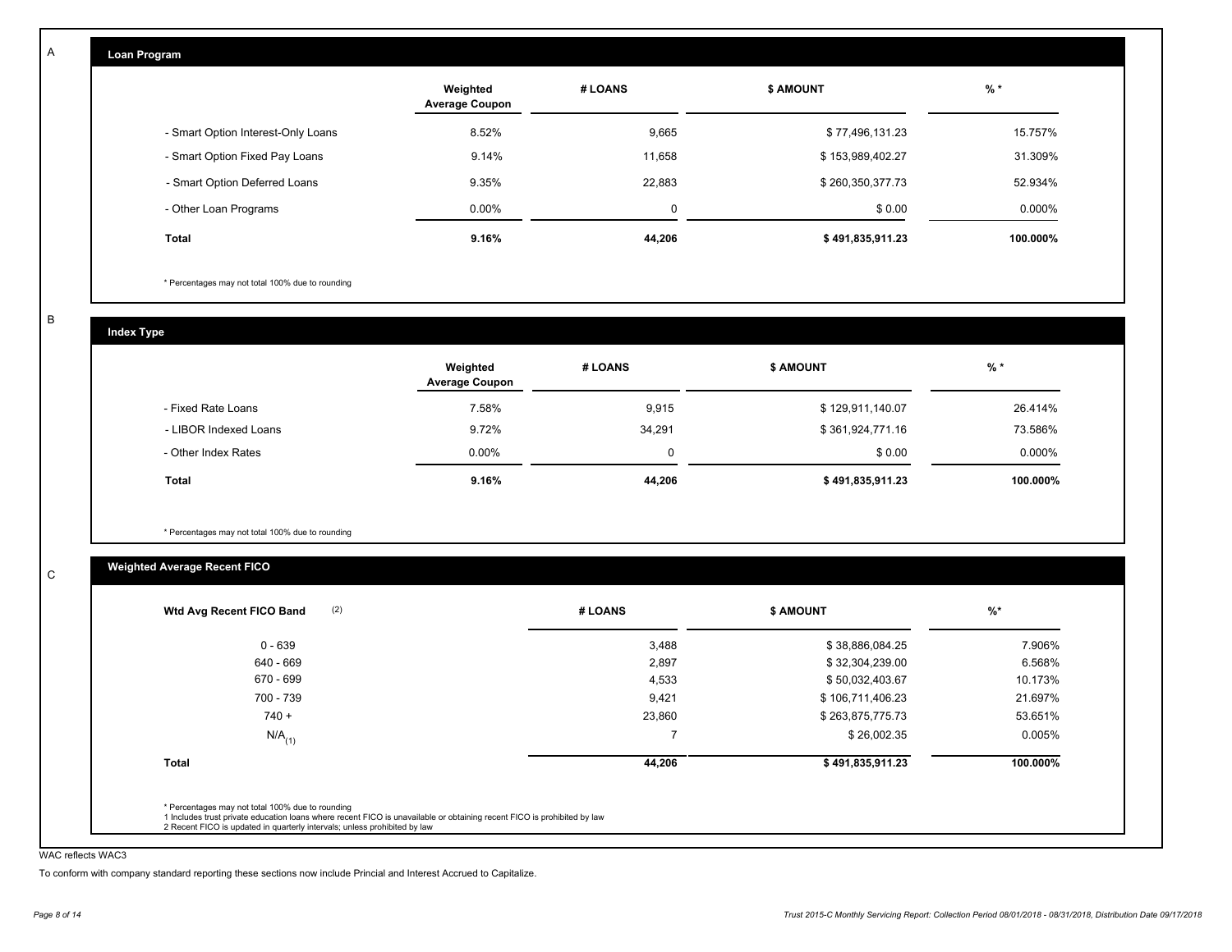A

## Loan Program

| | Weighted Average Coupon | # LOANS | $ AMOUNT | % * |
|---|---|---|---|---|
| - Smart Option Interest-Only Loans | 8.52% | 9,665 | $ 77,496,131.23 | 15.757% |
| - Smart Option Fixed Pay Loans | 9.14% | 11,658 | $ 153,989,402.27 | 31.309% |
| - Smart Option Deferred Loans | 9.35% | 22,883 | $ 260,350,377.73 | 52.934% |
| - Other Loan Programs | 0.00% | 0 | $ 0.00 | 0.000% |
| **Total** | **9.16%** | **44,206** | **$ 491,835,911.23** | **100.000%** |

* Percentages may not total 100% due to rounding

B

## Index Type

| | Weighted Average Coupon | # LOANS | $ AMOUNT | % * |
|---|---|---|---|---|
| - Fixed Rate Loans | 7.58% | 9,915 | $ 129,911,140.07 | 26.414% |
| - LIBOR Indexed Loans | 9.72% | 34,291 | $ 361,924,771.16 | 73.586% |
| - Other Index Rates | 0.00% | 0 | $ 0.00 | 0.000% |
| **Total** | **9.16%** | **44,206** | **$ 491,835,911.23** | **100.000%** |

* Percentages may not total 100% due to rounding

C

## Weighted Average Recent FICO

| Wtd Avg Recent FICO Band (2) | # LOANS | $ AMOUNT | %* |
|---|---|---|---|
| 0 - 639 | 3,488 | $ 38,886,084.25 | 7.906% |
| 640 - 669 | 2,897 | $ 32,304,239.00 | 6.568% |
| 670 - 699 | 4,533 | $ 50,032,403.67 | 10.173% |
| 700 - 739 | 9,421 | $ 106,711,406.23 | 21.697% |
| 740 + | 23,860 | $ 263,875,775.73 | 53.651% |
| N/A(1) | 7 | $ 26,002.35 | 0.005% |
| **Total** | **44,206** | **$ 491,835,911.23** | **100.000%** |

* Percentages may not total 100% due to rounding
1 Includes trust private education loans where recent FICO is unavailable or obtaining recent FICO is prohibited by law
2 Recent FICO is updated in quarterly intervals; unless prohibited by law

WAC reflects WAC3

To conform with company standard reporting these sections now include Princial and Interest Accrued to Capitalize.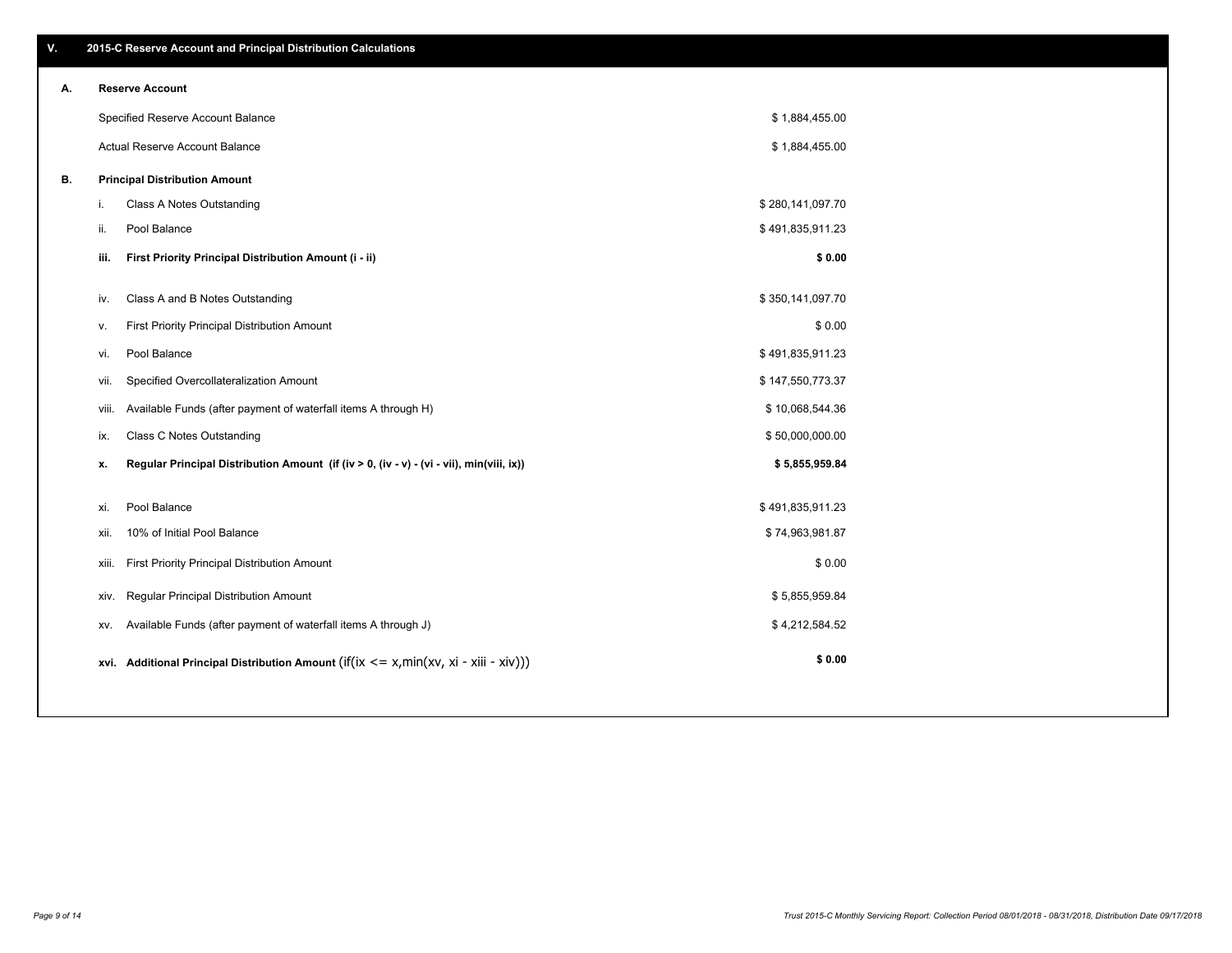## V. 2015-C Reserve Account and Principal Distribution Calculations

### A. Reserve Account

| | |
|---|---|
| Specified Reserve Account Balance | $ 1,884,455.00 |
| Actual Reserve Account Balance | $ 1,884,455.00 |

### B. Principal Distribution Amount

| | | |
|---|---|---|
| i. | Class A Notes Outstanding | $ 280,141,097.70 |
| ii. | Pool Balance | $ 491,835,911.23 |
| **iii.** | **First Priority Principal Distribution Amount (i - ii)** | **$ 0.00** |
| iv. | Class A and B Notes Outstanding | $ 350,141,097.70 |
| v. | First Priority Principal Distribution Amount | $ 0.00 |
| vi. | Pool Balance | $ 491,835,911.23 |
| vii. | Specified Overcollateralization Amount | $ 147,550,773.37 |
| viii. | Available Funds (after payment of waterfall items A through H) | $ 10,068,544.36 |
| ix. | Class C Notes Outstanding | $ 50,000,000.00 |
| **x.** | **Regular Principal Distribution Amount (if (iv > 0, (iv - v) - (vi - vii), min(viii, ix))** | **$ 5,855,959.84** |
| xi. | Pool Balance | $ 491,835,911.23 |
| xii. | 10% of Initial Pool Balance | $ 74,963,981.87 |
| xiii. | First Priority Principal Distribution Amount | $ 0.00 |
| xiv. | Regular Principal Distribution Amount | $ 5,855,959.84 |
| xv. | Available Funds (after payment of waterfall items A through J) | $ 4,212,584.52 |
| **xvi.** | **Additional Principal Distribution Amount** (if(ix <= x,min(xv, xi - xiii - xiv))) | **$ 0.00** |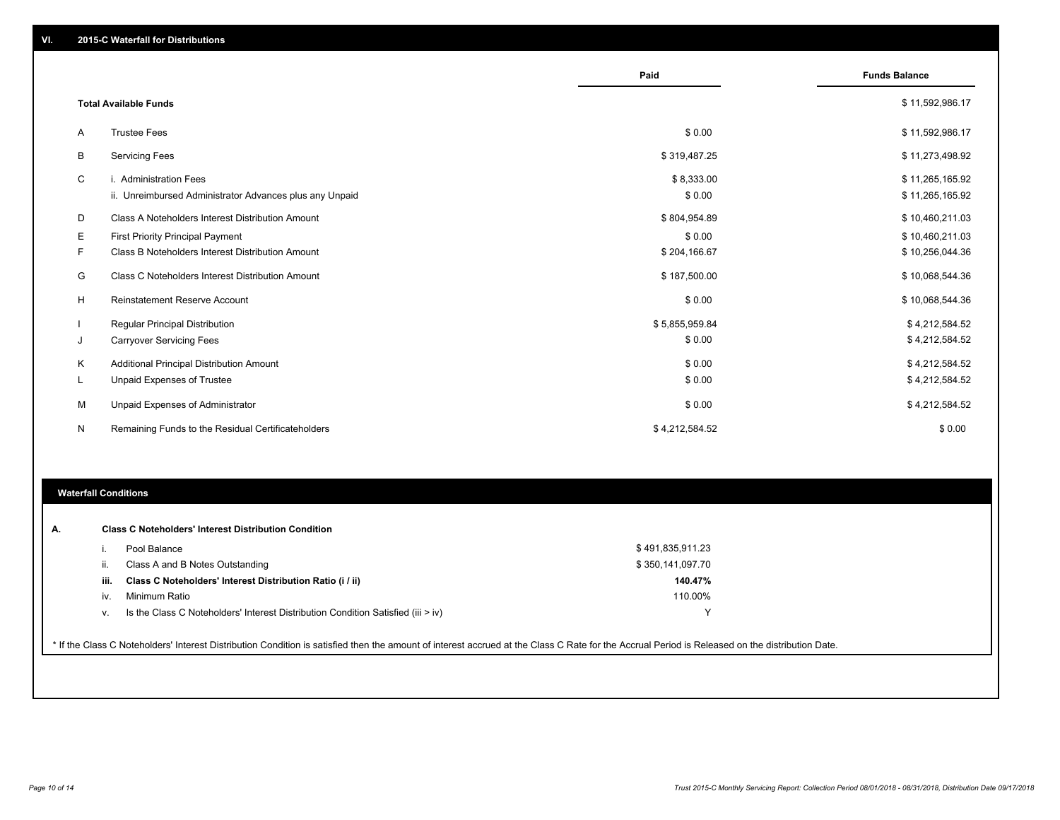## VI. 2015-C Waterfall for Distributions

| | | Paid | Funds Balance |
|---|---|---|---|
| | **Total Available Funds** | | $ 11,592,986.17 |
| A | Trustee Fees | $ 0.00 | $ 11,592,986.17 |
| B | Servicing Fees | $ 319,487.25 | $ 11,273,498.92 |
| C | i. Administration Fees | $ 8,333.00 | $ 11,265,165.92 |
| | ii. Unreimbursed Administrator Advances plus any Unpaid | $ 0.00 | $ 11,265,165.92 |
| D | Class A Noteholders Interest Distribution Amount | $ 804,954.89 | $ 10,460,211.03 |
| E | First Priority Principal Payment | $ 0.00 | $ 10,460,211.03 |
| F | Class B Noteholders Interest Distribution Amount | $ 204,166.67 | $ 10,256,044.36 |
| G | Class C Noteholders Interest Distribution Amount | $ 187,500.00 | $ 10,068,544.36 |
| H | Reinstatement Reserve Account | $ 0.00 | $ 10,068,544.36 |
| I | Regular Principal Distribution | $ 5,855,959.84 | $ 4,212,584.52 |
| J | Carryover Servicing Fees | $ 0.00 | $ 4,212,584.52 |
| K | Additional Principal Distribution Amount | $ 0.00 | $ 4,212,584.52 |
| L | Unpaid Expenses of Trustee | $ 0.00 | $ 4,212,584.52 |
| M | Unpaid Expenses of Administrator | $ 0.00 | $ 4,212,584.52 |
| N | Remaining Funds to the Residual Certificateholders | $ 4,212,584.52 | $ 0.00 |

### Waterfall Conditions

| | | |
|---|---|---|
| **A.** | **Class C Noteholders' Interest Distribution Condition** | |
| i. | Pool Balance | $ 491,835,911.23 |
| ii. | Class A and B Notes Outstanding | $ 350,141,097.70 |
| **iii.** | **Class C Noteholders' Interest Distribution Ratio (i / ii)** | **140.47%** |
| iv. | Minimum Ratio | 110.00% |
| v. | Is the Class C Noteholders' Interest Distribution Condition Satisfied (iii > iv) | Y |

* If the Class C Noteholders' Interest Distribution Condition is satisfied then the amount of interest accrued at the Class C Rate for the Accrual Period is Released on the distribution Date.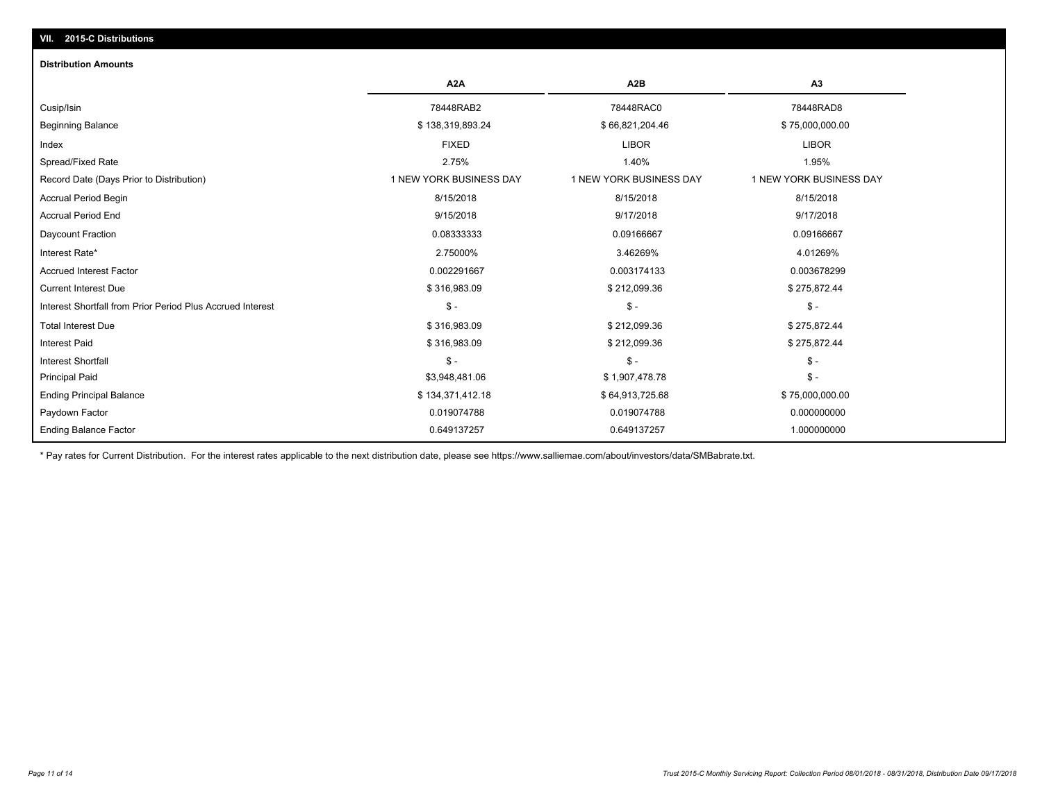## VII. 2015-C Distributions

### Distribution Amounts

| | A2A | A2B | A3 |
|---|---|---|---|
| Cusip/Isin | 78448RAB2 | 78448RAC0 | 78448RAD8 |
| Beginning Balance | $ 138,319,893.24 | $ 66,821,204.46 | $ 75,000,000.00 |
| Index | FIXED | LIBOR | LIBOR |
| Spread/Fixed Rate | 2.75% | 1.40% | 1.95% |
| Record Date (Days Prior to Distribution) | 1 NEW YORK BUSINESS DAY | 1 NEW YORK BUSINESS DAY | 1 NEW YORK BUSINESS DAY |
| Accrual Period Begin | 8/15/2018 | 8/15/2018 | 8/15/2018 |
| Accrual Period End | 9/15/2018 | 9/17/2018 | 9/17/2018 |
| Daycount Fraction | 0.08333333 | 0.09166667 | 0.09166667 |
| Interest Rate* | 2.75000% | 3.46269% | 4.01269% |
| Accrued Interest Factor | 0.002291667 | 0.003174133 | 0.003678299 |
| Current Interest Due | $ 316,983.09 | $ 212,099.36 | $ 275,872.44 |
| Interest Shortfall from Prior Period Plus Accrued Interest | $ - | $ - | $ - |
| Total Interest Due | $ 316,983.09 | $ 212,099.36 | $ 275,872.44 |
| Interest Paid | $ 316,983.09 | $ 212,099.36 | $ 275,872.44 |
| Interest Shortfall | $ - | $ - | $ - |
| Principal Paid | $3,948,481.06 | $ 1,907,478.78 | $ - |
| Ending Principal Balance | $ 134,371,412.18 | $ 64,913,725.68 | $ 75,000,000.00 |
| Paydown Factor | 0.019074788 | 0.019074788 | 0.000000000 |
| Ending Balance Factor | 0.649137257 | 0.649137257 | 1.000000000 |

* Pay rates for Current Distribution. For the interest rates applicable to the next distribution date, please see https://www.salliemae.com/about/investors/data/SMBabrate.txt.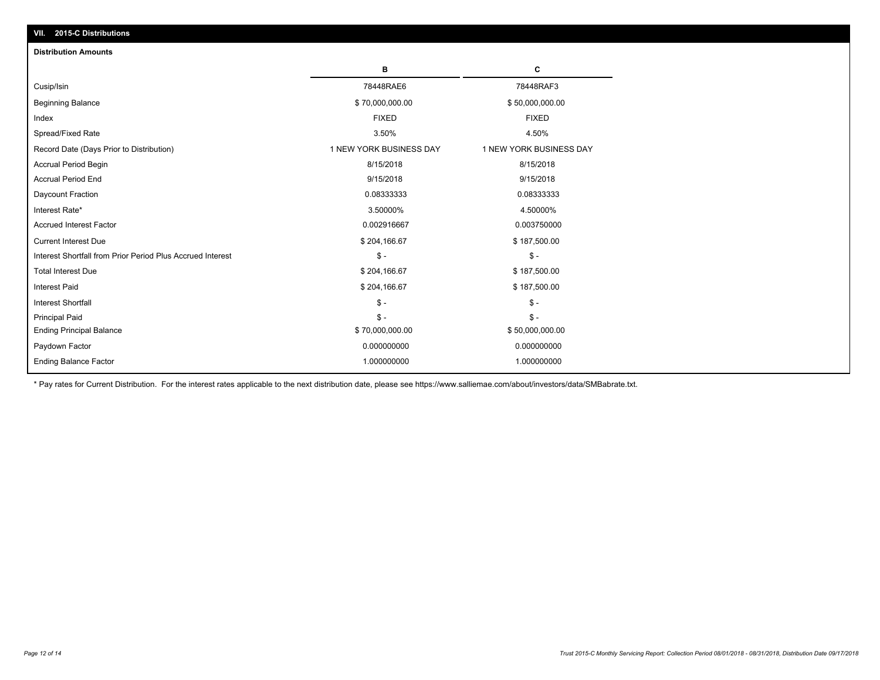## VII. 2015-C Distributions

### Distribution Amounts

| | B | C |
|---|---|---|
| Cusip/Isin | 78448RAE6 | 78448RAF3 |
| Beginning Balance | $ 70,000,000.00 | $ 50,000,000.00 |
| Index | FIXED | FIXED |
| Spread/Fixed Rate | 3.50% | 4.50% |
| Record Date (Days Prior to Distribution) | 1 NEW YORK BUSINESS DAY | 1 NEW YORK BUSINESS DAY |
| Accrual Period Begin | 8/15/2018 | 8/15/2018 |
| Accrual Period End | 9/15/2018 | 9/15/2018 |
| Daycount Fraction | 0.08333333 | 0.08333333 |
| Interest Rate* | 3.50000% | 4.50000% |
| Accrued Interest Factor | 0.002916667 | 0.003750000 |
| Current Interest Due | $ 204,166.67 | $ 187,500.00 |
| Interest Shortfall from Prior Period Plus Accrued Interest | $ - | $ - |
| Total Interest Due | $ 204,166.67 | $ 187,500.00 |
| Interest Paid | $ 204,166.67 | $ 187,500.00 |
| Interest Shortfall | $ - | $ - |
| Principal Paid | $ - | $ - |
| Ending Principal Balance | $ 70,000,000.00 | $ 50,000,000.00 |
| Paydown Factor | 0.000000000 | 0.000000000 |
| Ending Balance Factor | 1.000000000 | 1.000000000 |

* Pay rates for Current Distribution. For the interest rates applicable to the next distribution date, please see https://www.salliemae.com/about/investors/data/SMBabrate.txt.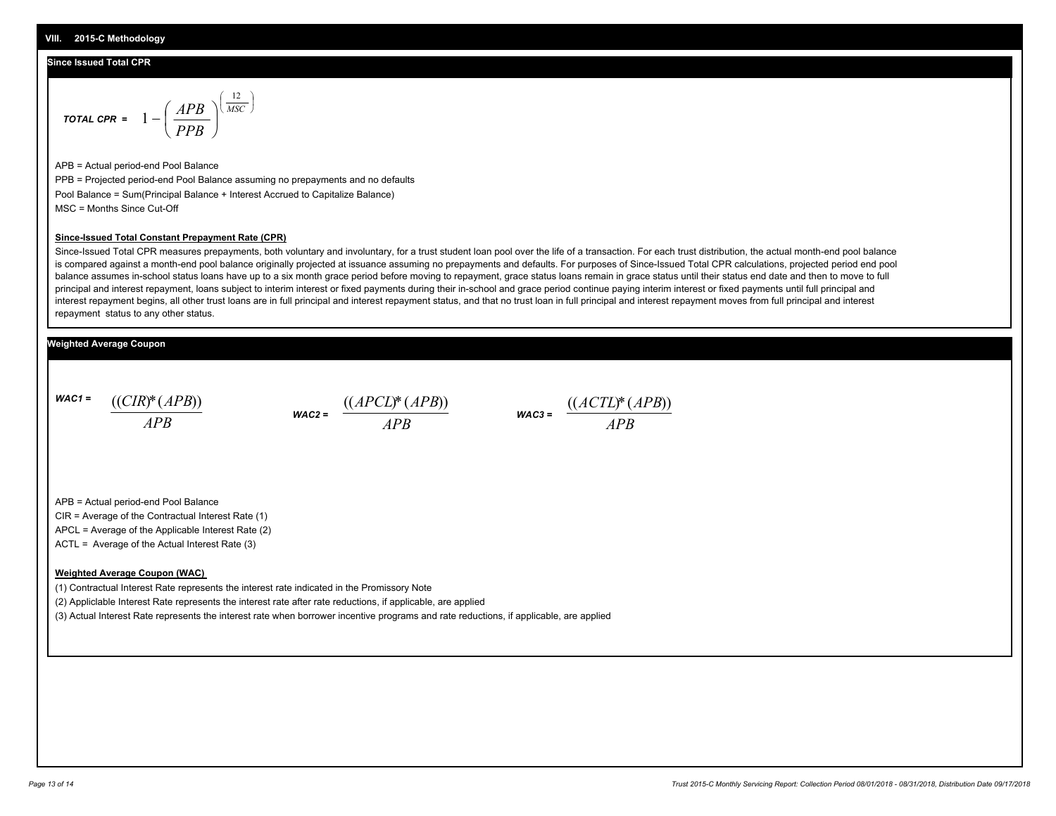## VIII. 2015-C Methodology

### Since Issued Total CPR

$$TOTAL\ CPR = 1 - \left( \frac{APB}{PPB} \right)^{\left( \frac{12}{MSC} \right)}$$

APB = Actual period-end Pool Balance

PPB = Projected period-end Pool Balance assuming no prepayments and no defaults

Pool Balance = Sum(Principal Balance + Interest Accrued to Capitalize Balance)

MSC = Months Since Cut-Off

**Since-Issued Total Constant Prepayment Rate (CPR)**

Since-Issued Total CPR measures prepayments, both voluntary and involuntary, for a trust student loan pool over the life of a transaction. For each trust distribution, the actual month-end pool balance is compared against a month-end pool balance originally projected at issuance assuming no prepayments and defaults. For purposes of Since-Issued Total CPR calculations, projected period end pool balance assumes in-school status loans have up to a six month grace period before moving to repayment, grace status loans remain in grace status until their status end date and then to move to full principal and interest repayment, loans subject to interim interest or fixed payments during their in-school and grace period continue paying interim interest or fixed payments until full principal and interest repayment begins, all other trust loans are in full principal and interest repayment status, and that no trust loan in full principal and interest repayment moves from full principal and interest repayment status to any other status.

### Weighted Average Coupon

$$WAC1 = \frac{((CIR)*(APB))}{APB} \qquad WAC2 = \frac{((APCL)*(APB))}{APB} \qquad WAC3 = \frac{((ACTL)*(APB))}{APB}$$

APB = Actual period-end Pool Balance

CIR = Average of the Contractual Interest Rate (1)

APCL = Average of the Applicable Interest Rate (2)

ACTL = Average of the Actual Interest Rate (3)

**Weighted Average Coupon (WAC)**

(1) Contractual Interest Rate represents the interest rate indicated in the Promissory Note

(2) Appliclable Interest Rate represents the interest rate after rate reductions, if applicable, are applied

(3) Actual Interest Rate represents the interest rate when borrower incentive programs and rate reductions, if applicable, are applied